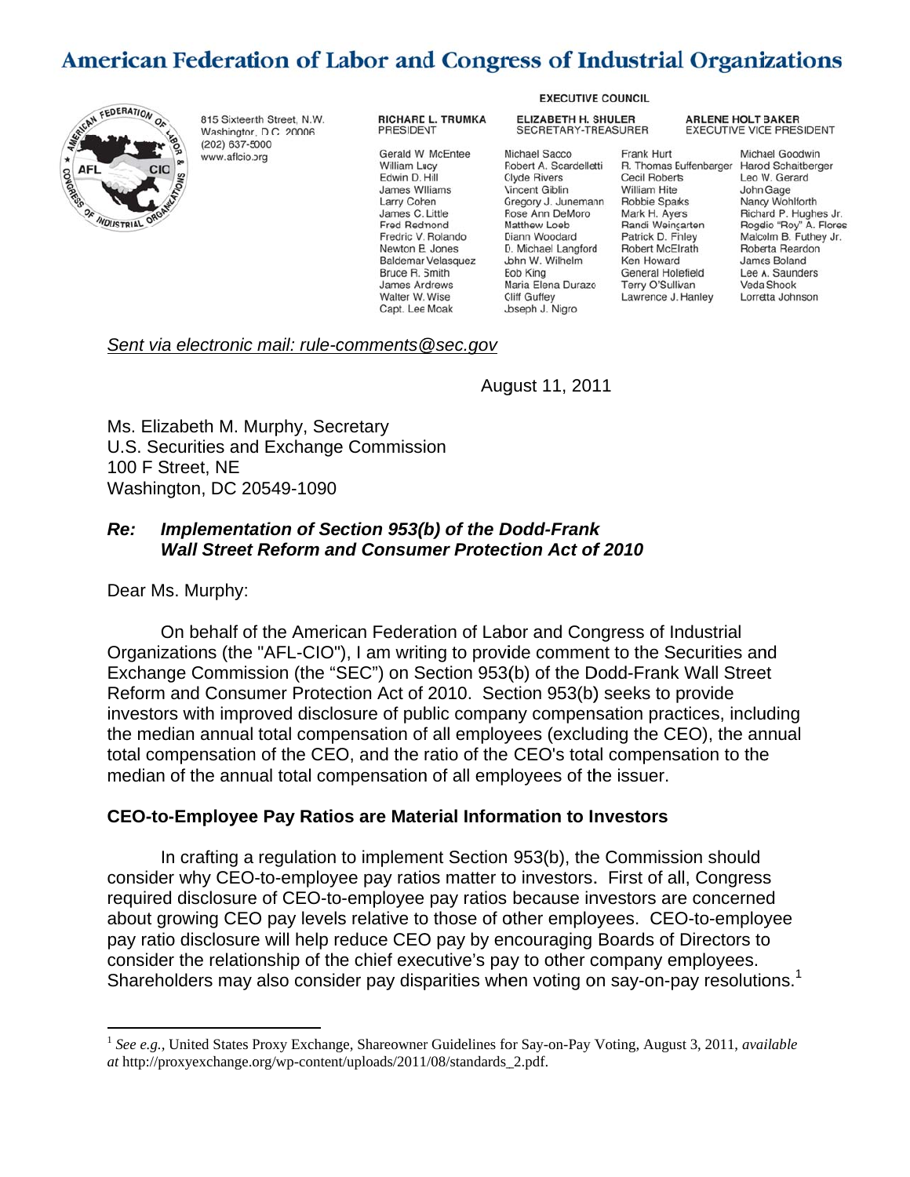# American Federation of Labor and Congress of Industrial Organizations

815 Sixteenth Street, N.W.
Washington, D.C. 20006
(202) 637-5000
www.aflcio.org

**EXECUTIVE COUNCIL**

**RICHARD L. TRUMKA**
PRESIDENT

**ELIZABETH H. SHULER**
SECRETARY-TREASURER

**ARLENE HOLT BAKER**
EXECUTIVE VICE PRESIDENT

| | | | |
|---|---|---|---|
| Gerald W. McEntee | Michael Sacco | Frank Hurt | Michael Goodwin |
| William Lucy | Robert A. Scardelletti | R. Thomas Buffenbarger | Harold Schaitberger |
| Edwin D. Hill | Clyde Rivers | Cecil Roberts | Leo W. Gerard |
| James Williams | Vincent Giblin | William Hite | John Gage |
| Larry Cohen | Gregory J. Junemann | Robbie Sparks | Nancy Wohlforth |
| James C. Little | Rose Ann DeMoro | Mark H. Ayers | Richard P. Hughes Jr. |
| Fred Redmond | Matthew Loeb | Randi Weingarten | Rogelio "Roy" A. Flores |
| Fredric V. Rolando | Diann Woodard | Patrick D. Finley | Malcolm B. Futhey Jr. |
| Newton B. Jones | D. Michael Langford | Robert McElrath | Roberta Reardon |
| Baldemar Velasquez | John W. Wilhelm | Ken Howard | James Boland |
| Bruce R. Smith | Bob King | General Holiefield | Lee A. Saunders |
| James Andrews | Maria Elena Durazo | Terry O'Sullivan | Veda Shook |
| Walter W. Wise | Cliff Guffey | Lawrence J. Hanley | Lorretta Johnson |
| Capt. Lee Moak | Joseph J. Nigro | | |

*Sent via electronic mail: rule-comments@sec.gov*

August 11, 2011

Ms. Elizabeth M. Murphy, Secretary
U.S. Securities and Exchange Commission
100 F Street, NE
Washington, DC 20549-1090

***Re: Implementation of Section 953(b) of the Dodd-Frank Wall Street Reform and Consumer Protection Act of 2010***

Dear Ms. Murphy:

On behalf of the American Federation of Labor and Congress of Industrial Organizations (the "AFL-CIO"), I am writing to provide comment to the Securities and Exchange Commission (the "SEC") on Section 953(b) of the Dodd-Frank Wall Street Reform and Consumer Protection Act of 2010. Section 953(b) seeks to provide investors with improved disclosure of public company compensation practices, including the median annual total compensation of all employees (excluding the CEO), the annual total compensation of the CEO, and the ratio of the CEO's total compensation to the median of the annual total compensation of all employees of the issuer.

**CEO-to-Employee Pay Ratios are Material Information to Investors**

In crafting a regulation to implement Section 953(b), the Commission should consider why CEO-to-employee pay ratios matter to investors. First of all, Congress required disclosure of CEO-to-employee pay ratios because investors are concerned about growing CEO pay levels relative to those of other employees. CEO-to-employee pay ratio disclosure will help reduce CEO pay by encouraging Boards of Directors to consider the relationship of the chief executive's pay to other company employees. Shareholders may also consider pay disparities when voting on say-on-pay resolutions.[1]

[1] *See e.g.*, United States Proxy Exchange, Shareowner Guidelines for Say-on-Pay Voting, August 3, 2011, *available at* http://proxyexchange.org/wp-content/uploads/2011/08/standards_2.pdf.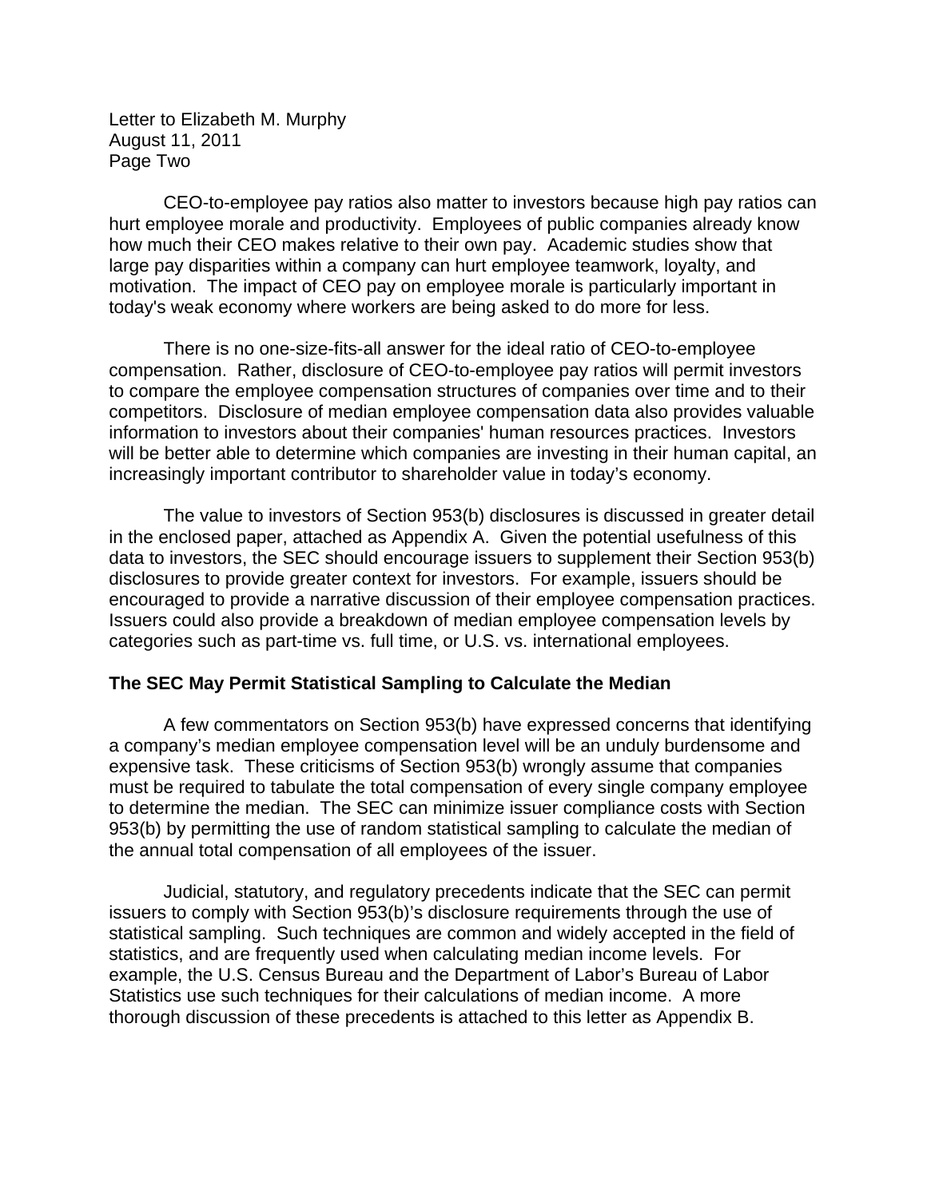CEO-to-employee pay ratios also matter to investors because high pay ratios can hurt employee morale and productivity. Employees of public companies already know how much their CEO makes relative to their own pay. Academic studies show that large pay disparities within a company can hurt employee teamwork, loyalty, and motivation. The impact of CEO pay on employee morale is particularly important in today's weak economy where workers are being asked to do more for less.

There is no one-size-fits-all answer for the ideal ratio of CEO-to-employee compensation. Rather, disclosure of CEO-to-employee pay ratios will permit investors to compare the employee compensation structures of companies over time and to their competitors. Disclosure of median employee compensation data also provides valuable information to investors about their companies' human resources practices. Investors will be better able to determine which companies are investing in their human capital, an increasingly important contributor to shareholder value in today's economy.

The value to investors of Section 953(b) disclosures is discussed in greater detail in the enclosed paper, attached as Appendix A. Given the potential usefulness of this data to investors, the SEC should encourage issuers to supplement their Section 953(b) disclosures to provide greater context for investors. For example, issuers should be encouraged to provide a narrative discussion of their employee compensation practices. Issuers could also provide a breakdown of median employee compensation levels by categories such as part-time vs. full time, or U.S. vs. international employees.

**The SEC May Permit Statistical Sampling to Calculate the Median**

A few commentators on Section 953(b) have expressed concerns that identifying a company's median employee compensation level will be an unduly burdensome and expensive task. These criticisms of Section 953(b) wrongly assume that companies must be required to tabulate the total compensation of every single company employee to determine the median. The SEC can minimize issuer compliance costs with Section 953(b) by permitting the use of random statistical sampling to calculate the median of the annual total compensation of all employees of the issuer.

Judicial, statutory, and regulatory precedents indicate that the SEC can permit issuers to comply with Section 953(b)'s disclosure requirements through the use of statistical sampling. Such techniques are common and widely accepted in the field of statistics, and are frequently used when calculating median income levels. For example, the U.S. Census Bureau and the Department of Labor's Bureau of Labor Statistics use such techniques for their calculations of median income. A more thorough discussion of these precedents is attached to this letter as Appendix B.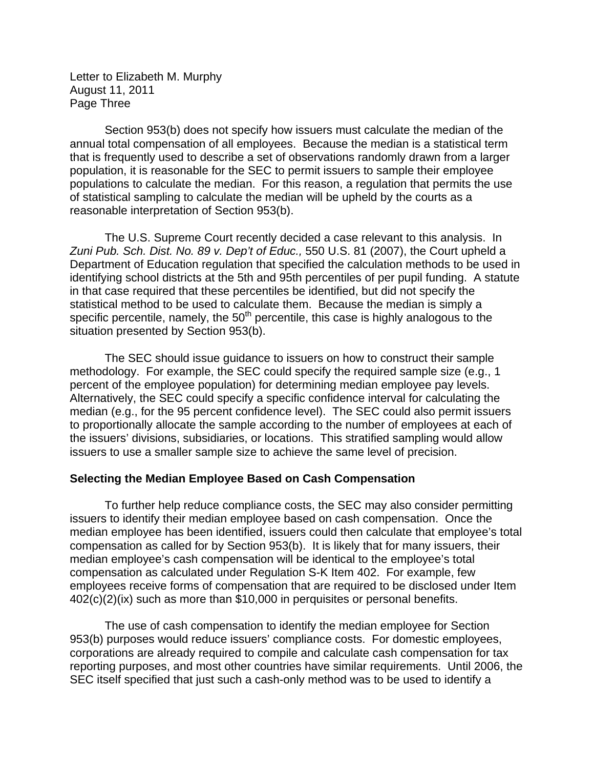Letter to Elizabeth M. Murphy
August 11, 2011
Page Three

Section 953(b) does not specify how issuers must calculate the median of the annual total compensation of all employees. Because the median is a statistical term that is frequently used to describe a set of observations randomly drawn from a larger population, it is reasonable for the SEC to permit issuers to sample their employee populations to calculate the median. For this reason, a regulation that permits the use of statistical sampling to calculate the median will be upheld by the courts as a reasonable interpretation of Section 953(b).

The U.S. Supreme Court recently decided a case relevant to this analysis. In *Zuni Pub. Sch. Dist. No. 89 v. Dep't of Educ.,* 550 U.S. 81 (2007), the Court upheld a Department of Education regulation that specified the calculation methods to be used in identifying school districts at the 5th and 95th percentiles of per pupil funding. A statute in that case required that these percentiles be identified, but did not specify the statistical method to be used to calculate them. Because the median is simply a specific percentile, namely, the 50th percentile, this case is highly analogous to the situation presented by Section 953(b).

The SEC should issue guidance to issuers on how to construct their sample methodology. For example, the SEC could specify the required sample size (e.g., 1 percent of the employee population) for determining median employee pay levels. Alternatively, the SEC could specify a specific confidence interval for calculating the median (e.g., for the 95 percent confidence level). The SEC could also permit issuers to proportionally allocate the sample according to the number of employees at each of the issuers' divisions, subsidiaries, or locations. This stratified sampling would allow issuers to use a smaller sample size to achieve the same level of precision.

**Selecting the Median Employee Based on Cash Compensation**

To further help reduce compliance costs, the SEC may also consider permitting issuers to identify their median employee based on cash compensation. Once the median employee has been identified, issuers could then calculate that employee's total compensation as called for by Section 953(b). It is likely that for many issuers, their median employee's cash compensation will be identical to the employee's total compensation as calculated under Regulation S-K Item 402. For example, few employees receive forms of compensation that are required to be disclosed under Item 402(c)(2)(ix) such as more than $10,000 in perquisites or personal benefits.

The use of cash compensation to identify the median employee for Section 953(b) purposes would reduce issuers' compliance costs. For domestic employees, corporations are already required to compile and calculate cash compensation for tax reporting purposes, and most other countries have similar requirements. Until 2006, the SEC itself specified that just such a cash-only method was to be used to identify a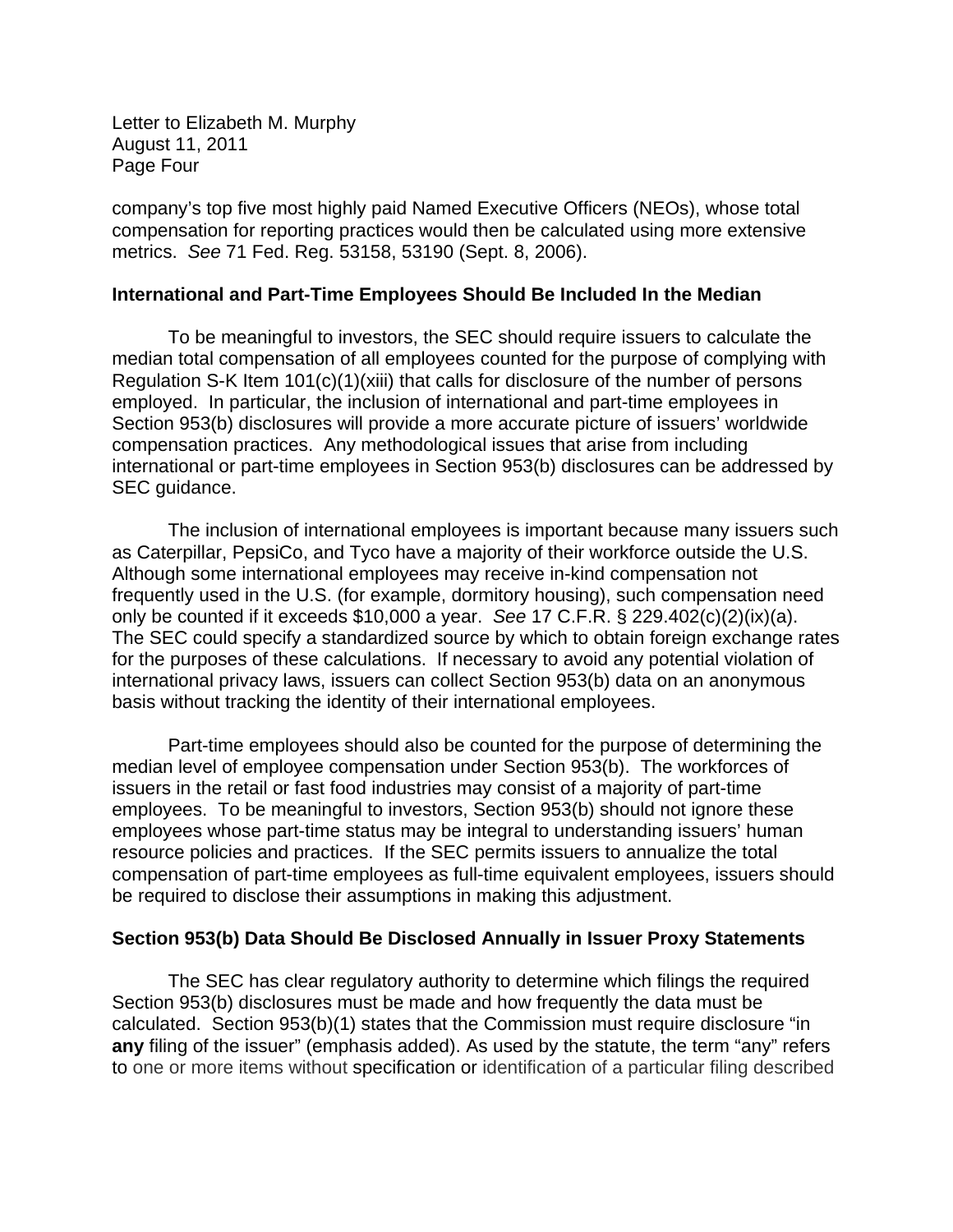company's top five most highly paid Named Executive Officers (NEOs), whose total compensation for reporting practices would then be calculated using more extensive metrics. *See* 71 Fed. Reg. 53158, 53190 (Sept. 8, 2006).

**International and Part-Time Employees Should Be Included In the Median**

To be meaningful to investors, the SEC should require issuers to calculate the median total compensation of all employees counted for the purpose of complying with Regulation S-K Item 101(c)(1)(xiii) that calls for disclosure of the number of persons employed. In particular, the inclusion of international and part-time employees in Section 953(b) disclosures will provide a more accurate picture of issuers' worldwide compensation practices. Any methodological issues that arise from including international or part-time employees in Section 953(b) disclosures can be addressed by SEC guidance.

The inclusion of international employees is important because many issuers such as Caterpillar, PepsiCo, and Tyco have a majority of their workforce outside the U.S. Although some international employees may receive in-kind compensation not frequently used in the U.S. (for example, dormitory housing), such compensation need only be counted if it exceeds $10,000 a year. *See* 17 C.F.R. § 229.402(c)(2)(ix)(a). The SEC could specify a standardized source by which to obtain foreign exchange rates for the purposes of these calculations. If necessary to avoid any potential violation of international privacy laws, issuers can collect Section 953(b) data on an anonymous basis without tracking the identity of their international employees.

Part-time employees should also be counted for the purpose of determining the median level of employee compensation under Section 953(b). The workforces of issuers in the retail or fast food industries may consist of a majority of part-time employees. To be meaningful to investors, Section 953(b) should not ignore these employees whose part-time status may be integral to understanding issuers' human resource policies and practices. If the SEC permits issuers to annualize the total compensation of part-time employees as full-time equivalent employees, issuers should be required to disclose their assumptions in making this adjustment.

**Section 953(b) Data Should Be Disclosed Annually in Issuer Proxy Statements**

The SEC has clear regulatory authority to determine which filings the required Section 953(b) disclosures must be made and how frequently the data must be calculated. Section 953(b)(1) states that the Commission must require disclosure "in **any** filing of the issuer" (emphasis added). As used by the statute, the term "any" refers to one or more items without specification or identification of a particular filing described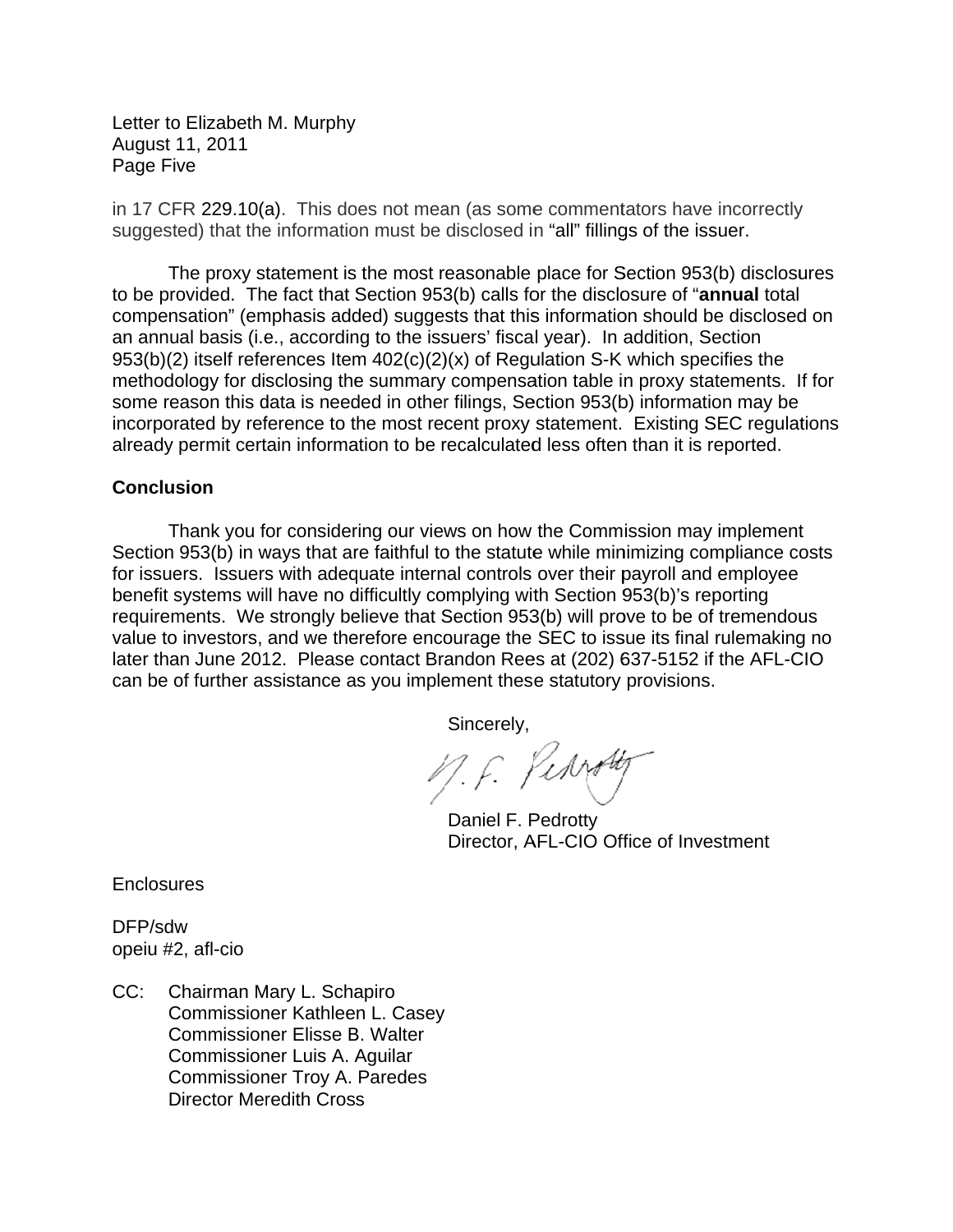in 17 CFR 229.10(a). This does not mean (as some commentators have incorrectly suggested) that the information must be disclosed in "all" fillings of the issuer.

The proxy statement is the most reasonable place for Section 953(b) disclosures to be provided. The fact that Section 953(b) calls for the disclosure of "**annual** total compensation" (emphasis added) suggests that this information should be disclosed on an annual basis (i.e., according to the issuers' fiscal year). In addition, Section 953(b)(2) itself references Item 402(c)(2)(x) of Regulation S-K which specifies the methodology for disclosing the summary compensation table in proxy statements. If for some reason this data is needed in other filings, Section 953(b) information may be incorporated by reference to the most recent proxy statement. Existing SEC regulations already permit certain information to be recalculated less often than it is reported.

## Conclusion

Thank you for considering our views on how the Commission may implement Section 953(b) in ways that are faithful to the statute while minimizing compliance costs for issuers. Issuers with adequate internal controls over their payroll and employee benefit systems will have no difficultly complying with Section 953(b)'s reporting requirements. We strongly believe that Section 953(b) will prove to be of tremendous value to investors, and we therefore encourage the SEC to issue its final rulemaking no later than June 2012. Please contact Brandon Rees at (202) 637-5152 if the AFL-CIO can be of further assistance as you implement these statutory provisions.

Sincerely,

Daniel F. Pedrotty
Director, AFL-CIO Office of Investment

Enclosures

DFP/sdw
opeiu #2, afl-cio

CC: Chairman Mary L. Schapiro
Commissioner Kathleen L. Casey
Commissioner Elisse B. Walter
Commissioner Luis A. Aguilar
Commissioner Troy A. Paredes
Director Meredith Cross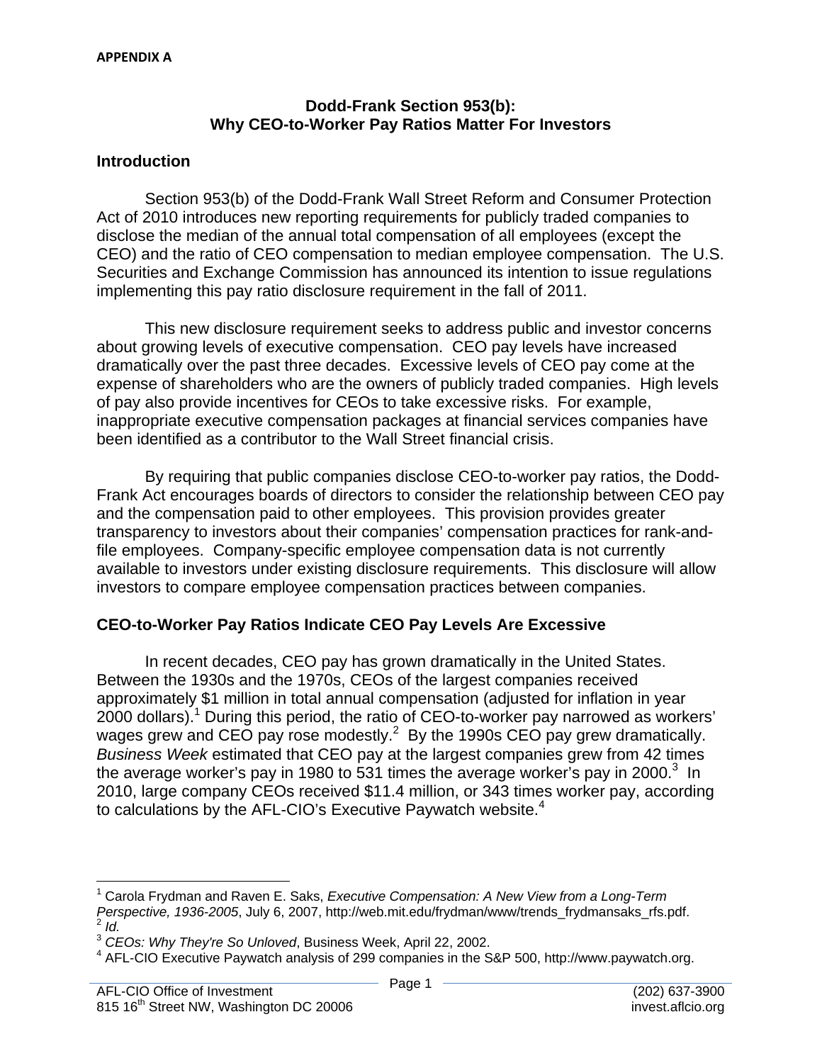**APPENDIX A**

## Dodd-Frank Section 953(b): Why CEO-to-Worker Pay Ratios Matter For Investors

### Introduction

Section 953(b) of the Dodd-Frank Wall Street Reform and Consumer Protection Act of 2010 introduces new reporting requirements for publicly traded companies to disclose the median of the annual total compensation of all employees (except the CEO) and the ratio of CEO compensation to median employee compensation. The U.S. Securities and Exchange Commission has announced its intention to issue regulations implementing this pay ratio disclosure requirement in the fall of 2011.

This new disclosure requirement seeks to address public and investor concerns about growing levels of executive compensation. CEO pay levels have increased dramatically over the past three decades. Excessive levels of CEO pay come at the expense of shareholders who are the owners of publicly traded companies. High levels of pay also provide incentives for CEOs to take excessive risks. For example, inappropriate executive compensation packages at financial services companies have been identified as a contributor to the Wall Street financial crisis.

By requiring that public companies disclose CEO-to-worker pay ratios, the Dodd-Frank Act encourages boards of directors to consider the relationship between CEO pay and the compensation paid to other employees. This provision provides greater transparency to investors about their companies' compensation practices for rank-and-file employees. Company-specific employee compensation data is not currently available to investors under existing disclosure requirements. This disclosure will allow investors to compare employee compensation practices between companies.

### CEO-to-Worker Pay Ratios Indicate CEO Pay Levels Are Excessive

In recent decades, CEO pay has grown dramatically in the United States. Between the 1930s and the 1970s, CEOs of the largest companies received approximately $1 million in total annual compensation (adjusted for inflation in year 2000 dollars).[1] During this period, the ratio of CEO-to-worker pay narrowed as workers' wages grew and CEO pay rose modestly.[2] By the 1990s CEO pay grew dramatically. *Business Week* estimated that CEO pay at the largest companies grew from 42 times the average worker's pay in 1980 to 531 times the average worker's pay in 2000.[3] In 2010, large company CEOs received $11.4 million, or 343 times worker pay, according to calculations by the AFL-CIO's Executive Paywatch website.[4]

---

[1] Carola Frydman and Raven E. Saks, *Executive Compensation: A New View from a Long-Term Perspective, 1936-2005*, July 6, 2007, http://web.mit.edu/frydman/www/trends_frydmansaks_rfs.pdf.

[2] *Id.*

[3] *CEOs: Why They're So Unloved*, Business Week, April 22, 2002.

[4] AFL-CIO Executive Paywatch analysis of 299 companies in the S&P 500, http://www.paywatch.org.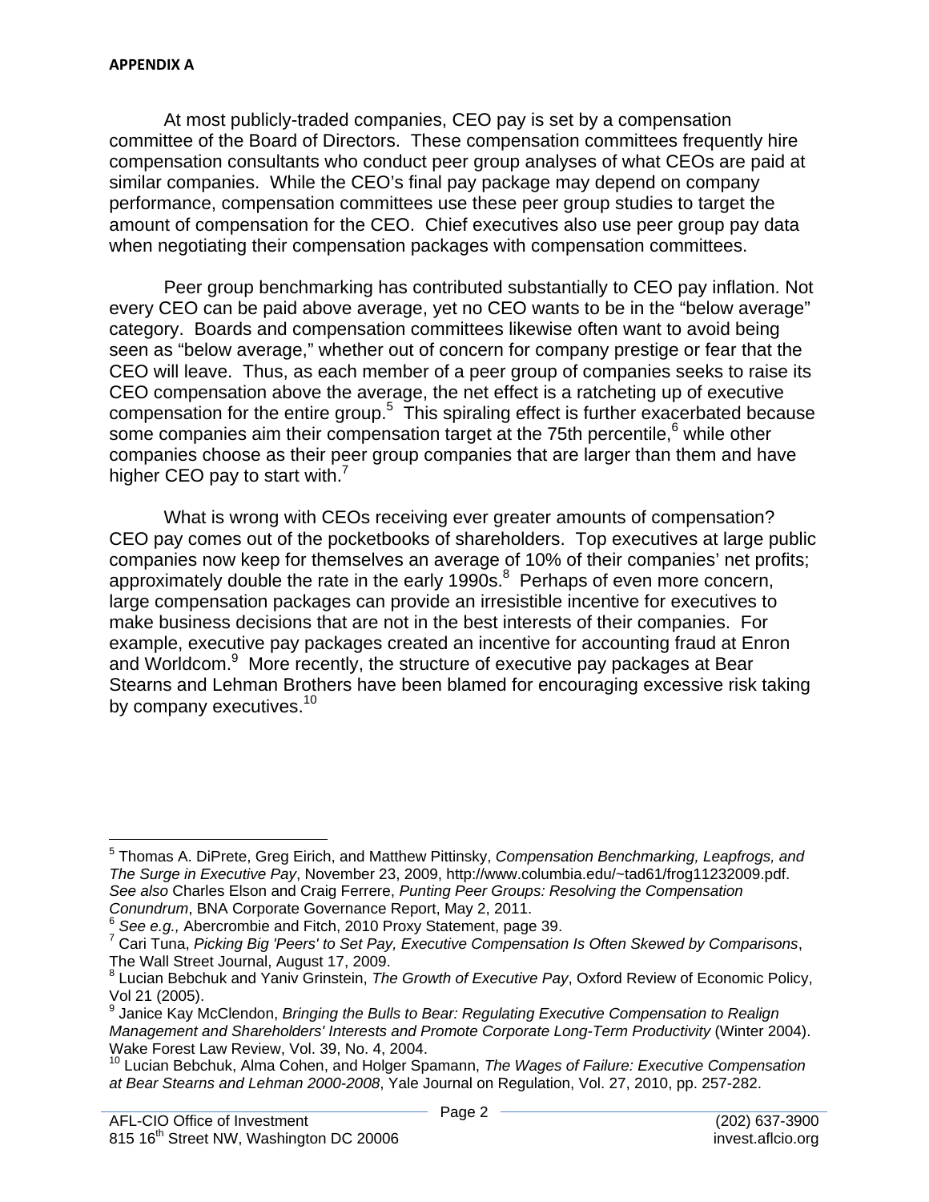**APPENDIX A**

At most publicly-traded companies, CEO pay is set by a compensation committee of the Board of Directors. These compensation committees frequently hire compensation consultants who conduct peer group analyses of what CEOs are paid at similar companies. While the CEO's final pay package may depend on company performance, compensation committees use these peer group studies to target the amount of compensation for the CEO. Chief executives also use peer group pay data when negotiating their compensation packages with compensation committees.

Peer group benchmarking has contributed substantially to CEO pay inflation. Not every CEO can be paid above average, yet no CEO wants to be in the "below average" category. Boards and compensation committees likewise often want to avoid being seen as "below average," whether out of concern for company prestige or fear that the CEO will leave. Thus, as each member of a peer group of companies seeks to raise its CEO compensation above the average, the net effect is a ratcheting up of executive compensation for the entire group.[5] This spiraling effect is further exacerbated because some companies aim their compensation target at the 75th percentile,[6] while other companies choose as their peer group companies that are larger than them and have higher CEO pay to start with.[7]

What is wrong with CEOs receiving ever greater amounts of compensation? CEO pay comes out of the pocketbooks of shareholders. Top executives at large public companies now keep for themselves an average of 10% of their companies' net profits; approximately double the rate in the early 1990s.[8] Perhaps of even more concern, large compensation packages can provide an irresistible incentive for executives to make business decisions that are not in the best interests of their companies. For example, executive pay packages created an incentive for accounting fraud at Enron and Worldcom.[9] More recently, the structure of executive pay packages at Bear Stearns and Lehman Brothers have been blamed for encouraging excessive risk taking by company executives.[10]

---

[5] Thomas A. DiPrete, Greg Eirich, and Matthew Pittinsky, *Compensation Benchmarking, Leapfrogs, and The Surge in Executive Pay*, November 23, 2009, http://www.columbia.edu/~tad61/frog11232009.pdf. *See also* Charles Elson and Craig Ferrere, *Punting Peer Groups: Resolving the Compensation Conundrum*, BNA Corporate Governance Report, May 2, 2011.

[6] *See e.g.,* Abercrombie and Fitch, 2010 Proxy Statement, page 39.

[7] Cari Tuna, *Picking Big 'Peers' to Set Pay, Executive Compensation Is Often Skewed by Comparisons*, The Wall Street Journal, August 17, 2009.

[8] Lucian Bebchuk and Yaniv Grinstein, *The Growth of Executive Pay*, Oxford Review of Economic Policy, Vol 21 (2005).

[9] Janice Kay McClendon, *Bringing the Bulls to Bear: Regulating Executive Compensation to Realign Management and Shareholders' Interests and Promote Corporate Long-Term Productivity* (Winter 2004). Wake Forest Law Review, Vol. 39, No. 4, 2004.

[10] Lucian Bebchuk, Alma Cohen, and Holger Spamann, *The Wages of Failure: Executive Compensation at Bear Stearns and Lehman 2000-2008*, Yale Journal on Regulation, Vol. 27, 2010, pp. 257-282.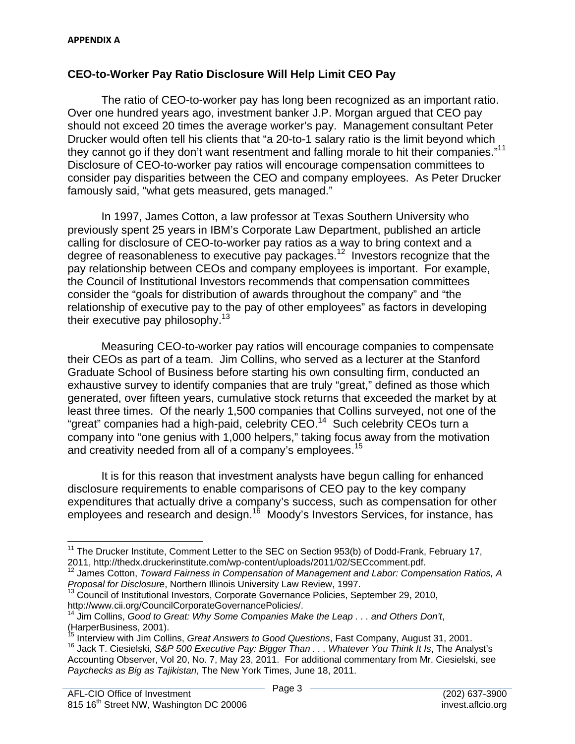**APPENDIX A**

## CEO-to-Worker Pay Ratio Disclosure Will Help Limit CEO Pay

The ratio of CEO-to-worker pay has long been recognized as an important ratio. Over one hundred years ago, investment banker J.P. Morgan argued that CEO pay should not exceed 20 times the average worker's pay. Management consultant Peter Drucker would often tell his clients that "a 20-to-1 salary ratio is the limit beyond which they cannot go if they don't want resentment and falling morale to hit their companies."[11] Disclosure of CEO-to-worker pay ratios will encourage compensation committees to consider pay disparities between the CEO and company employees. As Peter Drucker famously said, "what gets measured, gets managed."

In 1997, James Cotton, a law professor at Texas Southern University who previously spent 25 years in IBM's Corporate Law Department, published an article calling for disclosure of CEO-to-worker pay ratios as a way to bring context and a degree of reasonableness to executive pay packages.[12] Investors recognize that the pay relationship between CEOs and company employees is important. For example, the Council of Institutional Investors recommends that compensation committees consider the "goals for distribution of awards throughout the company" and "the relationship of executive pay to the pay of other employees" as factors in developing their executive pay philosophy.[13]

Measuring CEO-to-worker pay ratios will encourage companies to compensate their CEOs as part of a team. Jim Collins, who served as a lecturer at the Stanford Graduate School of Business before starting his own consulting firm, conducted an exhaustive survey to identify companies that are truly "great," defined as those which generated, over fifteen years, cumulative stock returns that exceeded the market by at least three times. Of the nearly 1,500 companies that Collins surveyed, not one of the "great" companies had a high-paid, celebrity CEO.[14] Such celebrity CEOs turn a company into "one genius with 1,000 helpers," taking focus away from the motivation and creativity needed from all of a company's employees.[15]

It is for this reason that investment analysts have begun calling for enhanced disclosure requirements to enable comparisons of CEO pay to the key company expenditures that actually drive a company's success, such as compensation for other employees and research and design.[16] Moody's Investors Services, for instance, has

---

[11] The Drucker Institute, Comment Letter to the SEC on Section 953(b) of Dodd-Frank, February 17, 2011, http://thedx.druckerinstitute.com/wp-content/uploads/2011/02/SECcomment.pdf.

[12] James Cotton, *Toward Fairness in Compensation of Management and Labor: Compensation Ratios, A Proposal for Disclosure*, Northern Illinois University Law Review, 1997.

[13] Council of Institutional Investors, Corporate Governance Policies, September 29, 2010, http://www.cii.org/CouncilCorporateGovernancePolicies/.

[14] Jim Collins, *Good to Great: Why Some Companies Make the Leap . . . and Others Don't*, (HarperBusiness, 2001).

[15] Interview with Jim Collins, *Great Answers to Good Questions*, Fast Company, August 31, 2001.

[16] Jack T. Ciesielski, *S&P 500 Executive Pay: Bigger Than . . . Whatever You Think It Is*, The Analyst's Accounting Observer, Vol 20, No. 7, May 23, 2011. For additional commentary from Mr. Ciesielski, see *Paychecks as Big as Tajikistan*, The New York Times, June 18, 2011.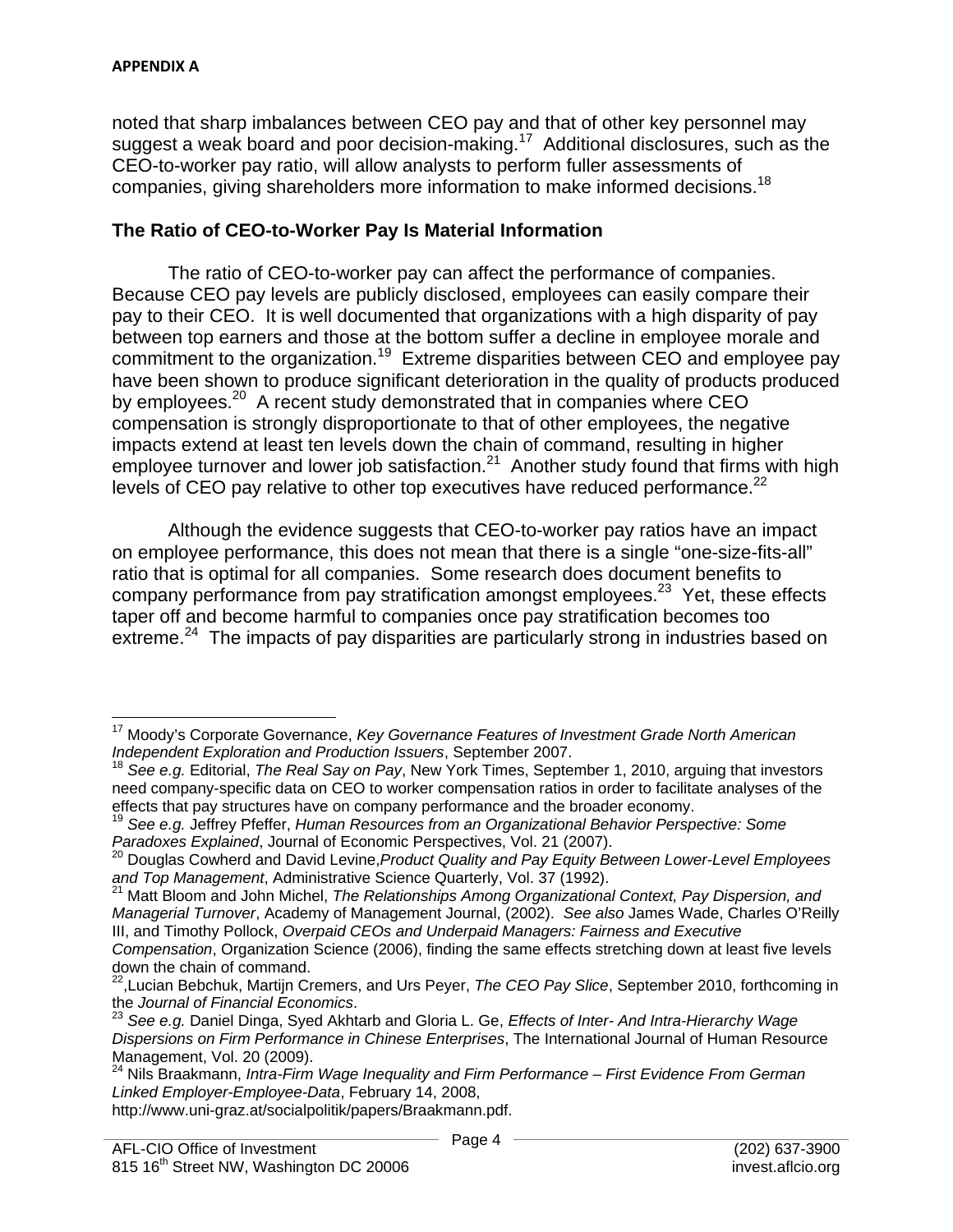**APPENDIX A**

noted that sharp imbalances between CEO pay and that of other key personnel may suggest a weak board and poor decision-making.[17] Additional disclosures, such as the CEO-to-worker pay ratio, will allow analysts to perform fuller assessments of companies, giving shareholders more information to make informed decisions.[18]

**The Ratio of CEO-to-Worker Pay Is Material Information**

The ratio of CEO-to-worker pay can affect the performance of companies. Because CEO pay levels are publicly disclosed, employees can easily compare their pay to their CEO. It is well documented that organizations with a high disparity of pay between top earners and those at the bottom suffer a decline in employee morale and commitment to the organization.[19] Extreme disparities between CEO and employee pay have been shown to produce significant deterioration in the quality of products produced by employees.[20] A recent study demonstrated that in companies where CEO compensation is strongly disproportionate to that of other employees, the negative impacts extend at least ten levels down the chain of command, resulting in higher employee turnover and lower job satisfaction.[21] Another study found that firms with high levels of CEO pay relative to other top executives have reduced performance.[22]

Although the evidence suggests that CEO-to-worker pay ratios have an impact on employee performance, this does not mean that there is a single "one-size-fits-all" ratio that is optimal for all companies. Some research does document benefits to company performance from pay stratification amongst employees.[23] Yet, these effects taper off and become harmful to companies once pay stratification becomes too extreme.[24] The impacts of pay disparities are particularly strong in industries based on

---

[17] Moody's Corporate Governance, *Key Governance Features of Investment Grade North American Independent Exploration and Production Issuers*, September 2007.

[18] *See e.g.* Editorial, *The Real Say on Pay*, New York Times, September 1, 2010, arguing that investors need company-specific data on CEO to worker compensation ratios in order to facilitate analyses of the effects that pay structures have on company performance and the broader economy.

[19] *See e.g.* Jeffrey Pfeffer, *Human Resources from an Organizational Behavior Perspective: Some Paradoxes Explained*, Journal of Economic Perspectives, Vol. 21 (2007).

[20] Douglas Cowherd and David Levine,*Product Quality and Pay Equity Between Lower-Level Employees and Top Management*, Administrative Science Quarterly, Vol. 37 (1992).

[21] Matt Bloom and John Michel, *The Relationships Among Organizational Context, Pay Dispersion, and Managerial Turnover*, Academy of Management Journal, (2002). *See also* James Wade, Charles O'Reilly III, and Timothy Pollock, *Overpaid CEOs and Underpaid Managers: Fairness and Executive Compensation*, Organization Science (2006), finding the same effects stretching down at least five levels down the chain of command.

[22],Lucian Bebchuk, Martijn Cremers, and Urs Peyer, *The CEO Pay Slice*, September 2010, forthcoming in the *Journal of Financial Economics*.

[23] *See e.g.* Daniel Dinga, Syed Akhtarb and Gloria L. Ge, *Effects of Inter- And Intra-Hierarchy Wage Dispersions on Firm Performance in Chinese Enterprises*, The International Journal of Human Resource Management, Vol. 20 (2009).

[24] Nils Braakmann, *Intra-Firm Wage Inequality and Firm Performance – First Evidence From German Linked Employer-Employee-Data*, February 14, 2008, http://www.uni-graz.at/socialpolitik/papers/Braakmann.pdf.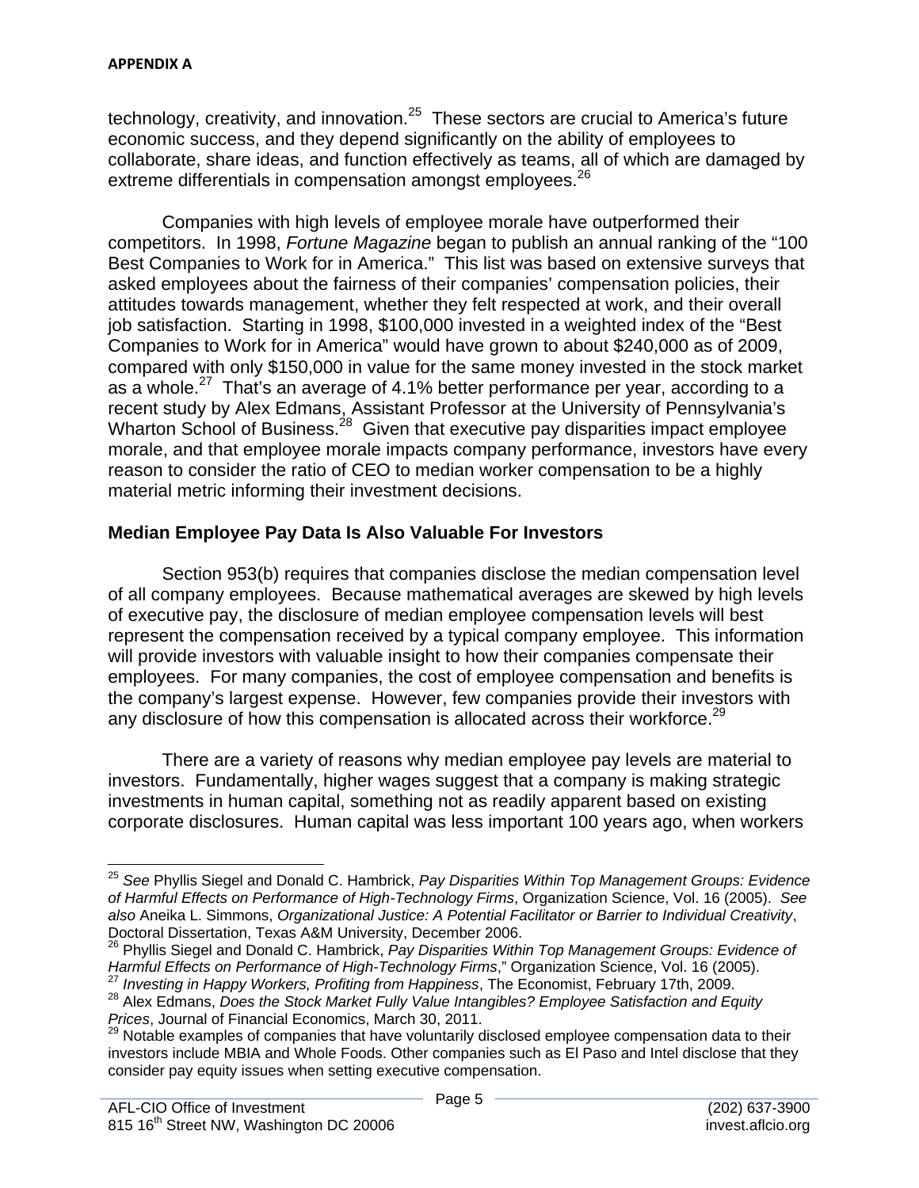technology, creativity, and innovation.[25] These sectors are crucial to America's future economic success, and they depend significantly on the ability of employees to collaborate, share ideas, and function effectively as teams, all of which are damaged by extreme differentials in compensation amongst employees.[26]

Companies with high levels of employee morale have outperformed their competitors. In 1998, *Fortune Magazine* began to publish an annual ranking of the "100 Best Companies to Work for in America." This list was based on extensive surveys that asked employees about the fairness of their companies' compensation policies, their attitudes towards management, whether they felt respected at work, and their overall job satisfaction. Starting in 1998, $100,000 invested in a weighted index of the "Best Companies to Work for in America" would have grown to about $240,000 as of 2009, compared with only $150,000 in value for the same money invested in the stock market as a whole.[27] That's an average of 4.1% better performance per year, according to a recent study by Alex Edmans, Assistant Professor at the University of Pennsylvania's Wharton School of Business.[28] Given that executive pay disparities impact employee morale, and that employee morale impacts company performance, investors have every reason to consider the ratio of CEO to median worker compensation to be a highly material metric informing their investment decisions.

**Median Employee Pay Data Is Also Valuable For Investors**

Section 953(b) requires that companies disclose the median compensation level of all company employees. Because mathematical averages are skewed by high levels of executive pay, the disclosure of median employee compensation levels will best represent the compensation received by a typical company employee. This information will provide investors with valuable insight to how their companies compensate their employees. For many companies, the cost of employee compensation and benefits is the company's largest expense. However, few companies provide their investors with any disclosure of how this compensation is allocated across their workforce.[29]

There are a variety of reasons why median employee pay levels are material to investors. Fundamentally, higher wages suggest that a company is making strategic investments in human capital, something not as readily apparent based on existing corporate disclosures. Human capital was less important 100 years ago, when workers

---

[25] *See* Phyllis Siegel and Donald C. Hambrick, *Pay Disparities Within Top Management Groups: Evidence of Harmful Effects on Performance of High-Technology Firms*, Organization Science, Vol. 16 (2005). *See also* Aneika L. Simmons, *Organizational Justice: A Potential Facilitator or Barrier to Individual Creativity*, Doctoral Dissertation, Texas A&M University, December 2006.

[26] Phyllis Siegel and Donald C. Hambrick, *Pay Disparities Within Top Management Groups: Evidence of Harmful Effects on Performance of High-Technology Firms*," Organization Science, Vol. 16 (2005).

[27] *Investing in Happy Workers, Profiting from Happiness*, The Economist, February 17th, 2009.

[28] Alex Edmans, *Does the Stock Market Fully Value Intangibles? Employee Satisfaction and Equity Prices*, Journal of Financial Economics, March 30, 2011.

[29] Notable examples of companies that have voluntarily disclosed employee compensation data to their investors include MBIA and Whole Foods. Other companies such as El Paso and Intel disclose that they consider pay equity issues when setting executive compensation.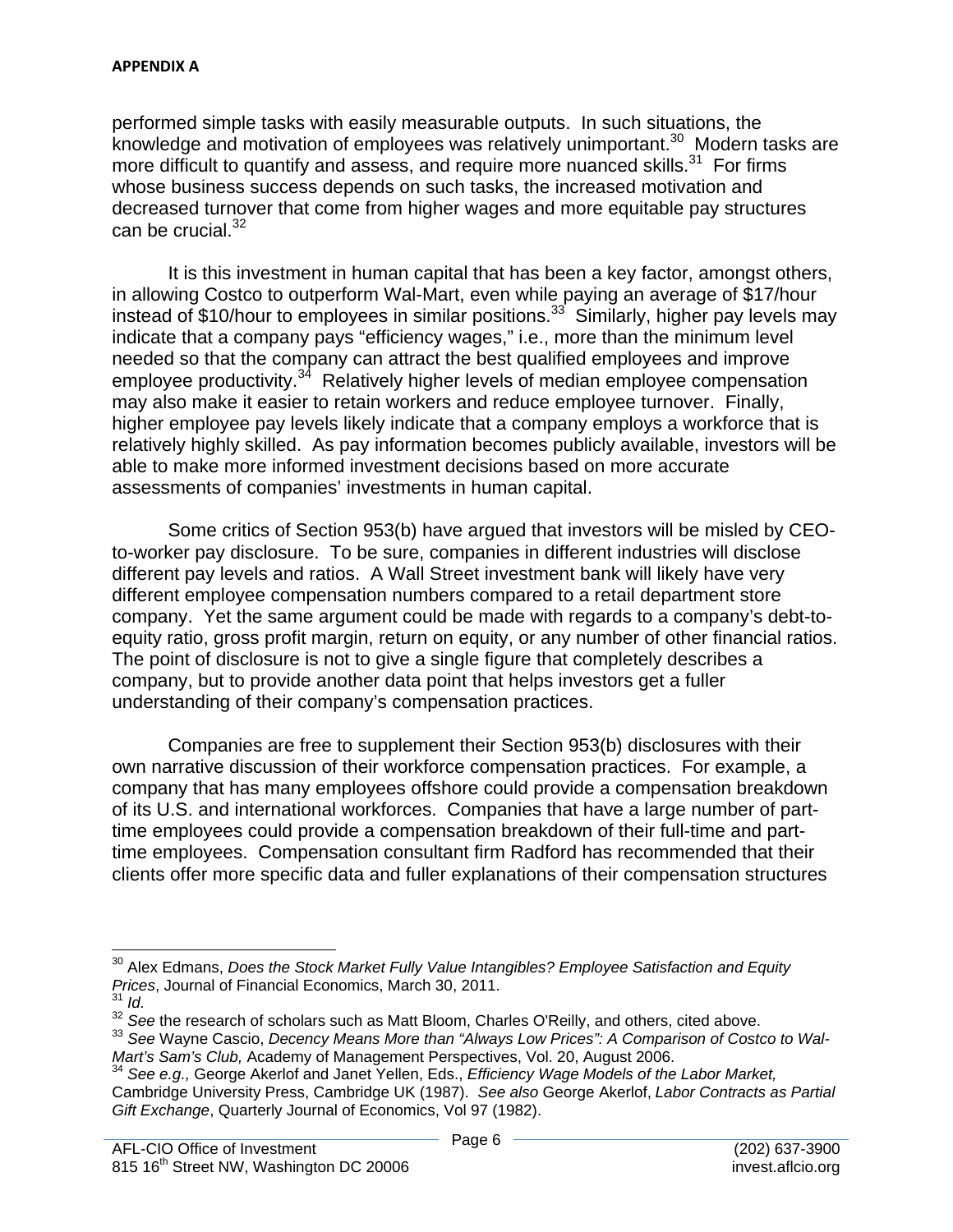**APPENDIX A**

performed simple tasks with easily measurable outputs. In such situations, the knowledge and motivation of employees was relatively unimportant.[30] Modern tasks are more difficult to quantify and assess, and require more nuanced skills.[31] For firms whose business success depends on such tasks, the increased motivation and decreased turnover that come from higher wages and more equitable pay structures can be crucial.[32]

It is this investment in human capital that has been a key factor, amongst others, in allowing Costco to outperform Wal-Mart, even while paying an average of $17/hour instead of $10/hour to employees in similar positions.[33] Similarly, higher pay levels may indicate that a company pays "efficiency wages," i.e., more than the minimum level needed so that the company can attract the best qualified employees and improve employee productivity.[34] Relatively higher levels of median employee compensation may also make it easier to retain workers and reduce employee turnover. Finally, higher employee pay levels likely indicate that a company employs a workforce that is relatively highly skilled. As pay information becomes publicly available, investors will be able to make more informed investment decisions based on more accurate assessments of companies' investments in human capital.

Some critics of Section 953(b) have argued that investors will be misled by CEO-to-worker pay disclosure. To be sure, companies in different industries will disclose different pay levels and ratios. A Wall Street investment bank will likely have very different employee compensation numbers compared to a retail department store company. Yet the same argument could be made with regards to a company's debt-to-equity ratio, gross profit margin, return on equity, or any number of other financial ratios. The point of disclosure is not to give a single figure that completely describes a company, but to provide another data point that helps investors get a fuller understanding of their company's compensation practices.

Companies are free to supplement their Section 953(b) disclosures with their own narrative discussion of their workforce compensation practices. For example, a company that has many employees offshore could provide a compensation breakdown of its U.S. and international workforces. Companies that have a large number of part-time employees could provide a compensation breakdown of their full-time and part-time employees. Compensation consultant firm Radford has recommended that their clients offer more specific data and fuller explanations of their compensation structures

---

[30] Alex Edmans, *Does the Stock Market Fully Value Intangibles? Employee Satisfaction and Equity Prices*, Journal of Financial Economics, March 30, 2011.

[31] *Id.*

[32] *See* the research of scholars such as Matt Bloom, Charles O'Reilly, and others, cited above.

[33] *See* Wayne Cascio, *Decency Means More than "Always Low Prices": A Comparison of Costco to Wal-Mart's Sam's Club,* Academy of Management Perspectives, Vol. 20, August 2006.

[34] *See e.g.,* George Akerlof and Janet Yellen, Eds., *Efficiency Wage Models of the Labor Market,* Cambridge University Press, Cambridge UK (1987). *See also* George Akerlof, *Labor Contracts as Partial Gift Exchange*, Quarterly Journal of Economics, Vol 97 (1982).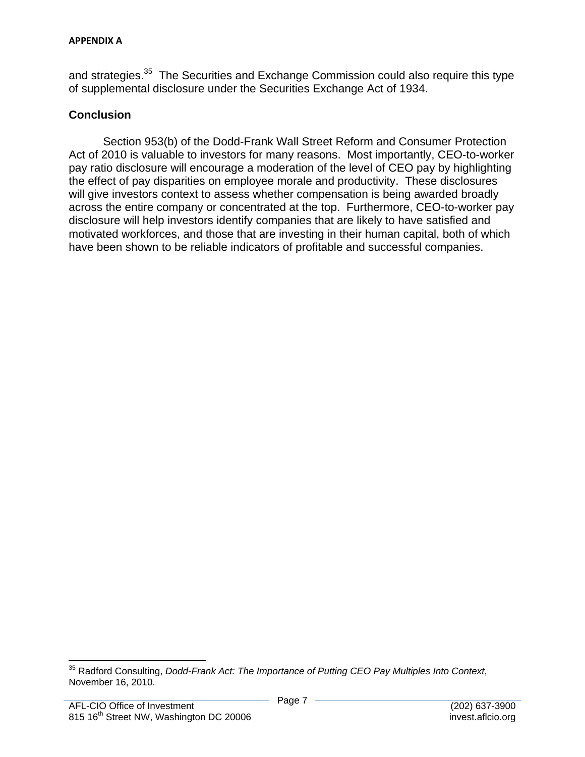and strategies.[35] The Securities and Exchange Commission could also require this type of supplemental disclosure under the Securities Exchange Act of 1934.

## Conclusion

Section 953(b) of the Dodd-Frank Wall Street Reform and Consumer Protection Act of 2010 is valuable to investors for many reasons. Most importantly, CEO-to-worker pay ratio disclosure will encourage a moderation of the level of CEO pay by highlighting the effect of pay disparities on employee morale and productivity. These disclosures will give investors context to assess whether compensation is being awarded broadly across the entire company or concentrated at the top. Furthermore, CEO-to-worker pay disclosure will help investors identify companies that are likely to have satisfied and motivated workforces, and those that are investing in their human capital, both of which have been shown to be reliable indicators of profitable and successful companies.

---

[35] Radford Consulting, *Dodd-Frank Act: The Importance of Putting CEO Pay Multiples Into Context*, November 16, 2010.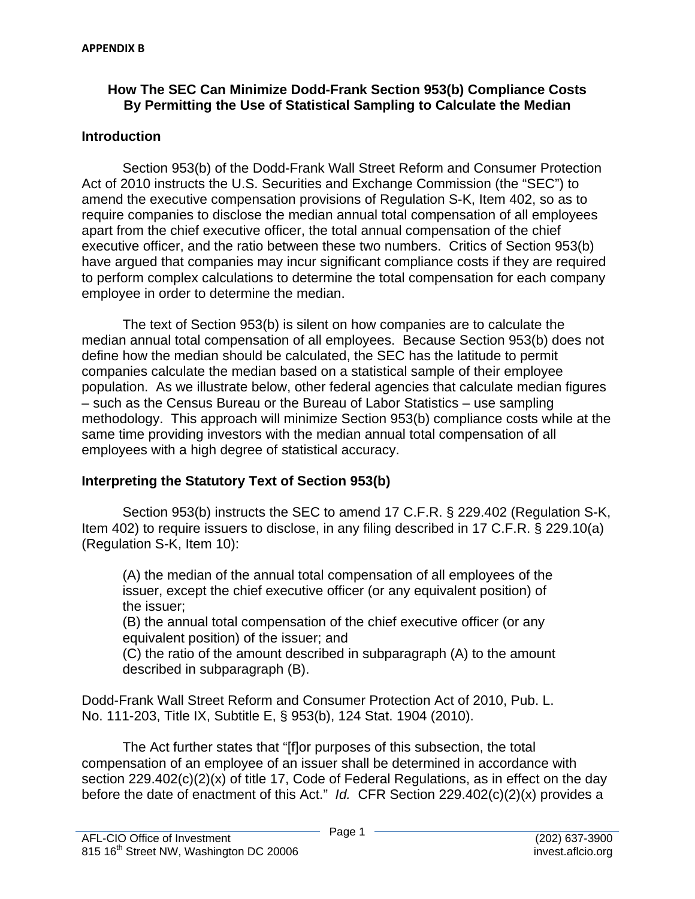**APPENDIX B**

## How The SEC Can Minimize Dodd-Frank Section 953(b) Compliance Costs By Permitting the Use of Statistical Sampling to Calculate the Median

### Introduction

Section 953(b) of the Dodd-Frank Wall Street Reform and Consumer Protection Act of 2010 instructs the U.S. Securities and Exchange Commission (the "SEC") to amend the executive compensation provisions of Regulation S-K, Item 402, so as to require companies to disclose the median annual total compensation of all employees apart from the chief executive officer, the total annual compensation of the chief executive officer, and the ratio between these two numbers. Critics of Section 953(b) have argued that companies may incur significant compliance costs if they are required to perform complex calculations to determine the total compensation for each company employee in order to determine the median.

The text of Section 953(b) is silent on how companies are to calculate the median annual total compensation of all employees. Because Section 953(b) does not define how the median should be calculated, the SEC has the latitude to permit companies calculate the median based on a statistical sample of their employee population. As we illustrate below, other federal agencies that calculate median figures – such as the Census Bureau or the Bureau of Labor Statistics – use sampling methodology. This approach will minimize Section 953(b) compliance costs while at the same time providing investors with the median annual total compensation of all employees with a high degree of statistical accuracy.

### Interpreting the Statutory Text of Section 953(b)

Section 953(b) instructs the SEC to amend 17 C.F.R. § 229.402 (Regulation S-K, Item 402) to require issuers to disclose, in any filing described in 17 C.F.R. § 229.10(a) (Regulation S-K, Item 10):

> (A) the median of the annual total compensation of all employees of the issuer, except the chief executive officer (or any equivalent position) of the issuer;
> (B) the annual total compensation of the chief executive officer (or any equivalent position) of the issuer; and
> (C) the ratio of the amount described in subparagraph (A) to the amount described in subparagraph (B).

Dodd-Frank Wall Street Reform and Consumer Protection Act of 2010, Pub. L. No. 111-203, Title IX, Subtitle E, § 953(b), 124 Stat. 1904 (2010).

The Act further states that "[f]or purposes of this subsection, the total compensation of an employee of an issuer shall be determined in accordance with section 229.402(c)(2)(x) of title 17, Code of Federal Regulations, as in effect on the day before the date of enactment of this Act." *Id.* CFR Section 229.402(c)(2)(x) provides a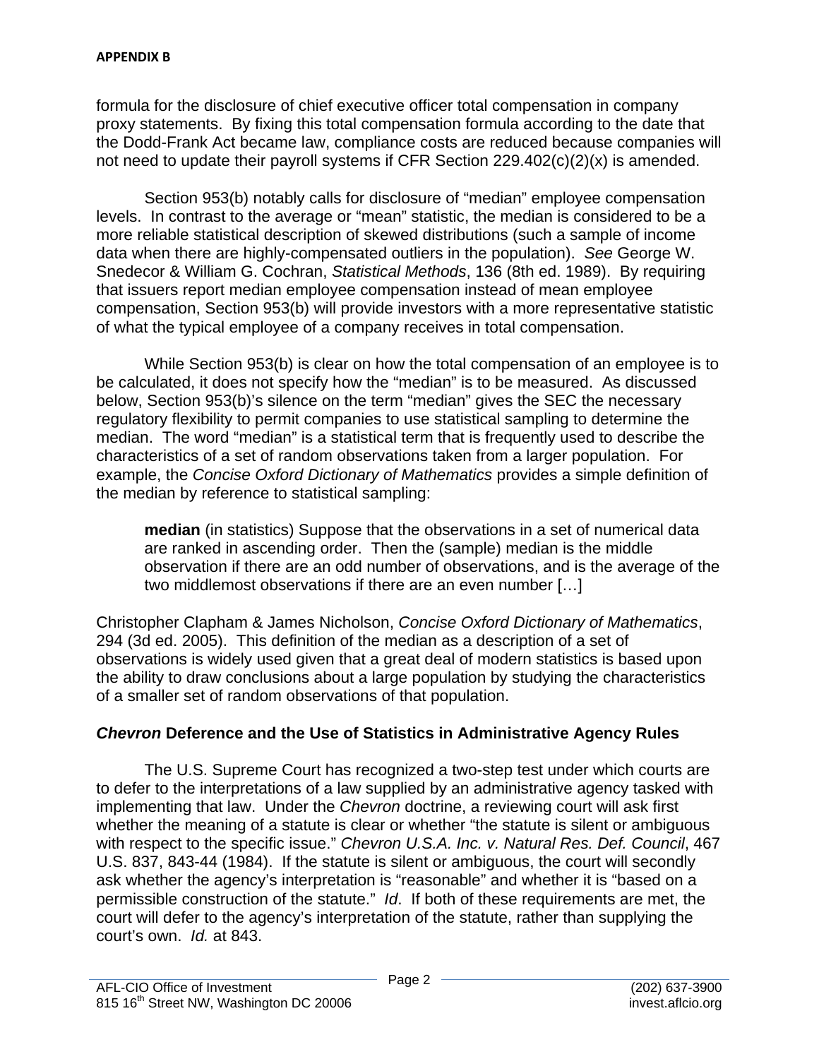formula for the disclosure of chief executive officer total compensation in company proxy statements. By fixing this total compensation formula according to the date that the Dodd-Frank Act became law, compliance costs are reduced because companies will not need to update their payroll systems if CFR Section 229.402(c)(2)(x) is amended.

Section 953(b) notably calls for disclosure of "median" employee compensation levels. In contrast to the average or "mean" statistic, the median is considered to be a more reliable statistical description of skewed distributions (such a sample of income data when there are highly-compensated outliers in the population). *See* George W. Snedecor & William G. Cochran, *Statistical Methods*, 136 (8th ed. 1989). By requiring that issuers report median employee compensation instead of mean employee compensation, Section 953(b) will provide investors with a more representative statistic of what the typical employee of a company receives in total compensation.

While Section 953(b) is clear on how the total compensation of an employee is to be calculated, it does not specify how the "median" is to be measured. As discussed below, Section 953(b)'s silence on the term "median" gives the SEC the necessary regulatory flexibility to permit companies to use statistical sampling to determine the median. The word "median" is a statistical term that is frequently used to describe the characteristics of a set of random observations taken from a larger population. For example, the *Concise Oxford Dictionary of Mathematics* provides a simple definition of the median by reference to statistical sampling:

> **median** (in statistics) Suppose that the observations in a set of numerical data are ranked in ascending order. Then the (sample) median is the middle observation if there are an odd number of observations, and is the average of the two middlemost observations if there are an even number […]

Christopher Clapham & James Nicholson, *Concise Oxford Dictionary of Mathematics*, 294 (3d ed. 2005). This definition of the median as a description of a set of observations is widely used given that a great deal of modern statistics is based upon the ability to draw conclusions about a large population by studying the characteristics of a smaller set of random observations of that population.

### *Chevron* Deference and the Use of Statistics in Administrative Agency Rules

The U.S. Supreme Court has recognized a two-step test under which courts are to defer to the interpretations of a law supplied by an administrative agency tasked with implementing that law. Under the *Chevron* doctrine, a reviewing court will ask first whether the meaning of a statute is clear or whether "the statute is silent or ambiguous with respect to the specific issue." *Chevron U.S.A. Inc. v. Natural Res. Def. Council*, 467 U.S. 837, 843-44 (1984). If the statute is silent or ambiguous, the court will secondly ask whether the agency's interpretation is "reasonable" and whether it is "based on a permissible construction of the statute." *Id*. If both of these requirements are met, the court will defer to the agency's interpretation of the statute, rather than supplying the court's own. *Id.* at 843.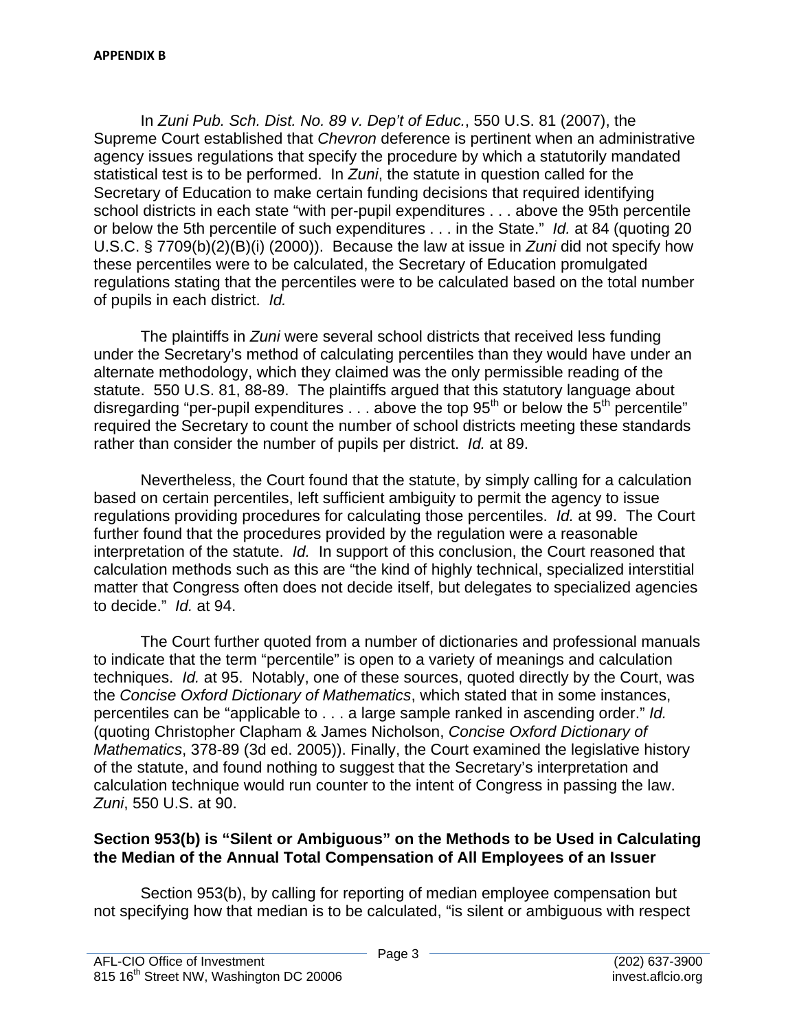**APPENDIX B**

In *Zuni Pub. Sch. Dist. No. 89 v. Dep't of Educ.*, 550 U.S. 81 (2007), the Supreme Court established that *Chevron* deference is pertinent when an administrative agency issues regulations that specify the procedure by which a statutorily mandated statistical test is to be performed. In *Zuni*, the statute in question called for the Secretary of Education to make certain funding decisions that required identifying school districts in each state "with per-pupil expenditures . . . above the 95th percentile or below the 5th percentile of such expenditures . . . in the State." *Id.* at 84 (quoting 20 U.S.C. § 7709(b)(2)(B)(i) (2000)). Because the law at issue in *Zuni* did not specify how these percentiles were to be calculated, the Secretary of Education promulgated regulations stating that the percentiles were to be calculated based on the total number of pupils in each district. *Id.*

The plaintiffs in *Zuni* were several school districts that received less funding under the Secretary's method of calculating percentiles than they would have under an alternate methodology, which they claimed was the only permissible reading of the statute. 550 U.S. 81, 88-89. The plaintiffs argued that this statutory language about disregarding "per-pupil expenditures . . . above the top 95th or below the 5th percentile" required the Secretary to count the number of school districts meeting these standards rather than consider the number of pupils per district. *Id.* at 89.

Nevertheless, the Court found that the statute, by simply calling for a calculation based on certain percentiles, left sufficient ambiguity to permit the agency to issue regulations providing procedures for calculating those percentiles. *Id.* at 99. The Court further found that the procedures provided by the regulation were a reasonable interpretation of the statute. *Id.* In support of this conclusion, the Court reasoned that calculation methods such as this are "the kind of highly technical, specialized interstitial matter that Congress often does not decide itself, but delegates to specialized agencies to decide." *Id.* at 94.

The Court further quoted from a number of dictionaries and professional manuals to indicate that the term "percentile" is open to a variety of meanings and calculation techniques. *Id.* at 95. Notably, one of these sources, quoted directly by the Court, was the *Concise Oxford Dictionary of Mathematics*, which stated that in some instances, percentiles can be "applicable to . . . a large sample ranked in ascending order." *Id.* (quoting Christopher Clapham & James Nicholson, *Concise Oxford Dictionary of Mathematics*, 378-89 (3d ed. 2005)). Finally, the Court examined the legislative history of the statute, and found nothing to suggest that the Secretary's interpretation and calculation technique would run counter to the intent of Congress in passing the law. *Zuni*, 550 U.S. at 90.

**Section 953(b) is "Silent or Ambiguous" on the Methods to be Used in Calculating the Median of the Annual Total Compensation of All Employees of an Issuer**

Section 953(b), by calling for reporting of median employee compensation but not specifying how that median is to be calculated, "is silent or ambiguous with respect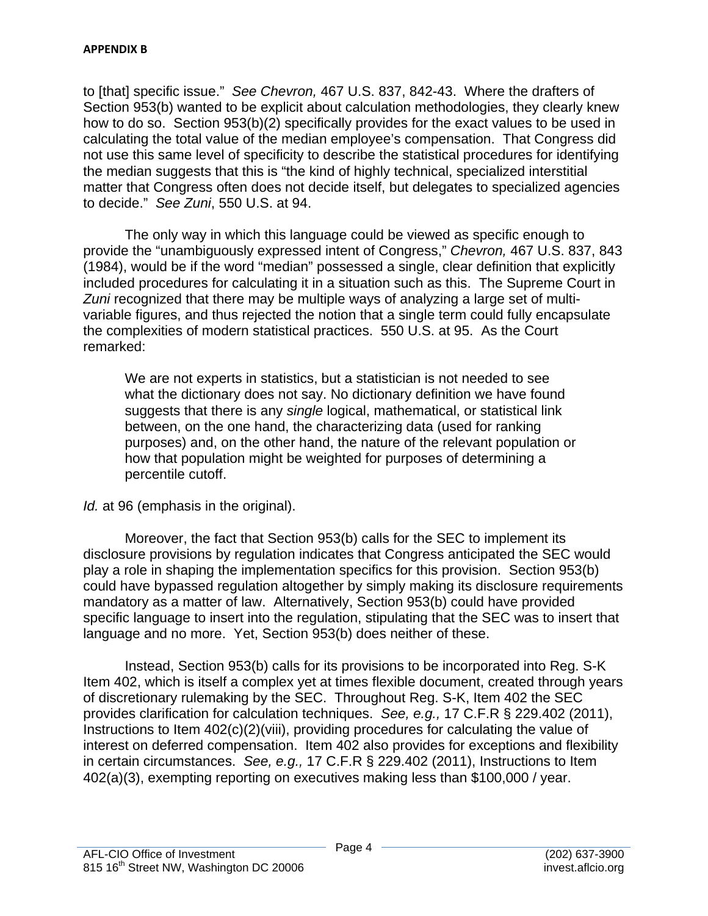to [that] specific issue." *See Chevron,* 467 U.S. 837, 842-43. Where the drafters of Section 953(b) wanted to be explicit about calculation methodologies, they clearly knew how to do so. Section 953(b)(2) specifically provides for the exact values to be used in calculating the total value of the median employee's compensation. That Congress did not use this same level of specificity to describe the statistical procedures for identifying the median suggests that this is "the kind of highly technical, specialized interstitial matter that Congress often does not decide itself, but delegates to specialized agencies to decide." *See Zuni*, 550 U.S. at 94.

The only way in which this language could be viewed as specific enough to provide the "unambiguously expressed intent of Congress," *Chevron,* 467 U.S. 837, 843 (1984), would be if the word "median" possessed a single, clear definition that explicitly included procedures for calculating it in a situation such as this. The Supreme Court in *Zuni* recognized that there may be multiple ways of analyzing a large set of multi-variable figures, and thus rejected the notion that a single term could fully encapsulate the complexities of modern statistical practices. 550 U.S. at 95. As the Court remarked:

> We are not experts in statistics, but a statistician is not needed to see what the dictionary does not say. No dictionary definition we have found suggests that there is any *single* logical, mathematical, or statistical link between, on the one hand, the characterizing data (used for ranking purposes) and, on the other hand, the nature of the relevant population or how that population might be weighted for purposes of determining a percentile cutoff.

*Id.* at 96 (emphasis in the original).

Moreover, the fact that Section 953(b) calls for the SEC to implement its disclosure provisions by regulation indicates that Congress anticipated the SEC would play a role in shaping the implementation specifics for this provision. Section 953(b) could have bypassed regulation altogether by simply making its disclosure requirements mandatory as a matter of law. Alternatively, Section 953(b) could have provided specific language to insert into the regulation, stipulating that the SEC was to insert that language and no more. Yet, Section 953(b) does neither of these.

Instead, Section 953(b) calls for its provisions to be incorporated into Reg. S-K Item 402, which is itself a complex yet at times flexible document, created through years of discretionary rulemaking by the SEC. Throughout Reg. S-K, Item 402 the SEC provides clarification for calculation techniques. *See, e.g.,* 17 C.F.R § 229.402 (2011), Instructions to Item 402(c)(2)(viii), providing procedures for calculating the value of interest on deferred compensation. Item 402 also provides for exceptions and flexibility in certain circumstances. *See, e.g.,* 17 C.F.R § 229.402 (2011), Instructions to Item 402(a)(3), exempting reporting on executives making less than $100,000 / year.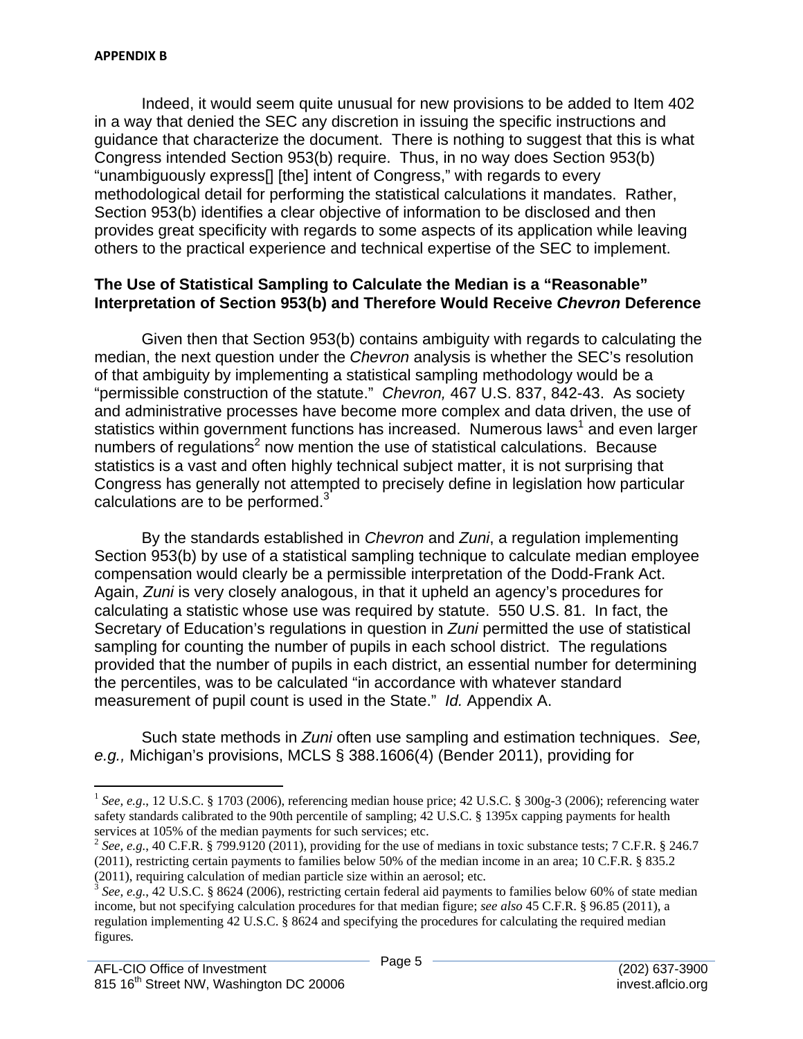**APPENDIX B**

Indeed, it would seem quite unusual for new provisions to be added to Item 402 in a way that denied the SEC any discretion in issuing the specific instructions and guidance that characterize the document. There is nothing to suggest that this is what Congress intended Section 953(b) require. Thus, in no way does Section 953(b) "unambiguously express[] [the] intent of Congress," with regards to every methodological detail for performing the statistical calculations it mandates. Rather, Section 953(b) identifies a clear objective of information to be disclosed and then provides great specificity with regards to some aspects of its application while leaving others to the practical experience and technical expertise of the SEC to implement.

**The Use of Statistical Sampling to Calculate the Median is a "Reasonable" Interpretation of Section 953(b) and Therefore Would Receive *Chevron* Deference**

Given then that Section 953(b) contains ambiguity with regards to calculating the median, the next question under the *Chevron* analysis is whether the SEC's resolution of that ambiguity by implementing a statistical sampling methodology would be a "permissible construction of the statute." *Chevron,* 467 U.S. 837, 842-43. As society and administrative processes have become more complex and data driven, the use of statistics within government functions has increased. Numerous laws[1] and even larger numbers of regulations[2] now mention the use of statistical calculations. Because statistics is a vast and often highly technical subject matter, it is not surprising that Congress has generally not attempted to precisely define in legislation how particular calculations are to be performed.[3]

By the standards established in *Chevron* and *Zuni*, a regulation implementing Section 953(b) by use of a statistical sampling technique to calculate median employee compensation would clearly be a permissible interpretation of the Dodd-Frank Act. Again, *Zuni* is very closely analogous, in that it upheld an agency's procedures for calculating a statistic whose use was required by statute. 550 U.S. 81. In fact, the Secretary of Education's regulations in question in *Zuni* permitted the use of statistical sampling for counting the number of pupils in each school district. The regulations provided that the number of pupils in each district, an essential number for determining the percentiles, was to be calculated "in accordance with whatever standard measurement of pupil count is used in the State." *Id.* Appendix A.

Such state methods in *Zuni* often use sampling and estimation techniques. *See, e.g.,* Michigan's provisions, MCLS § 388.1606(4) (Bender 2011), providing for

---

[1] *See, e.g*., 12 U.S.C. § 1703 (2006), referencing median house price; 42 U.S.C. § 300g-3 (2006); referencing water safety standards calibrated to the 90th percentile of sampling; 42 U.S.C. § 1395x capping payments for health services at 105% of the median payments for such services; etc.

[2] *See, e.g.*, 40 C.F.R. § 799.9120 (2011), providing for the use of medians in toxic substance tests; 7 C.F.R. § 246.7 (2011), restricting certain payments to families below 50% of the median income in an area; 10 C.F.R. § 835.2 (2011), requiring calculation of median particle size within an aerosol; etc.

[3] *See, e.g.*, 42 U.S.C. § 8624 (2006), restricting certain federal aid payments to families below 60% of state median income, but not specifying calculation procedures for that median figure; *see also* 45 C.F.R. § 96.85 (2011), a regulation implementing 42 U.S.C. § 8624 and specifying the procedures for calculating the required median figures.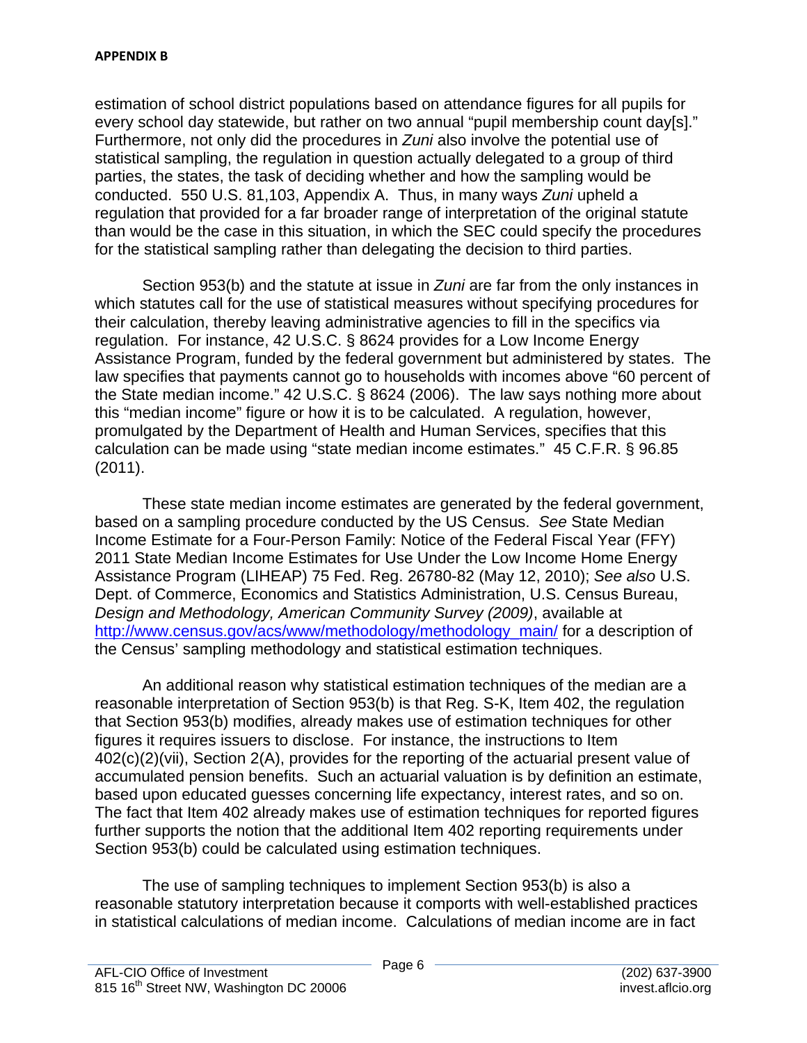estimation of school district populations based on attendance figures for all pupils for every school day statewide, but rather on two annual "pupil membership count day[s]." Furthermore, not only did the procedures in *Zuni* also involve the potential use of statistical sampling, the regulation in question actually delegated to a group of third parties, the states, the task of deciding whether and how the sampling would be conducted. 550 U.S. 81,103, Appendix A. Thus, in many ways *Zuni* upheld a regulation that provided for a far broader range of interpretation of the original statute than would be the case in this situation, in which the SEC could specify the procedures for the statistical sampling rather than delegating the decision to third parties.

Section 953(b) and the statute at issue in *Zuni* are far from the only instances in which statutes call for the use of statistical measures without specifying procedures for their calculation, thereby leaving administrative agencies to fill in the specifics via regulation. For instance, 42 U.S.C. § 8624 provides for a Low Income Energy Assistance Program, funded by the federal government but administered by states. The law specifies that payments cannot go to households with incomes above "60 percent of the State median income." 42 U.S.C. § 8624 (2006). The law says nothing more about this "median income" figure or how it is to be calculated. A regulation, however, promulgated by the Department of Health and Human Services, specifies that this calculation can be made using "state median income estimates." 45 C.F.R. § 96.85 (2011).

These state median income estimates are generated by the federal government, based on a sampling procedure conducted by the US Census. *See* State Median Income Estimate for a Four-Person Family: Notice of the Federal Fiscal Year (FFY) 2011 State Median Income Estimates for Use Under the Low Income Home Energy Assistance Program (LIHEAP) 75 Fed. Reg. 26780-82 (May 12, 2010); *See also* U.S. Dept. of Commerce, Economics and Statistics Administration, U.S. Census Bureau, *Design and Methodology, American Community Survey (2009)*, available at http://www.census.gov/acs/www/methodology/methodology_main/ for a description of the Census' sampling methodology and statistical estimation techniques.

An additional reason why statistical estimation techniques of the median are a reasonable interpretation of Section 953(b) is that Reg. S-K, Item 402, the regulation that Section 953(b) modifies, already makes use of estimation techniques for other figures it requires issuers to disclose. For instance, the instructions to Item 402(c)(2)(vii), Section 2(A), provides for the reporting of the actuarial present value of accumulated pension benefits. Such an actuarial valuation is by definition an estimate, based upon educated guesses concerning life expectancy, interest rates, and so on. The fact that Item 402 already makes use of estimation techniques for reported figures further supports the notion that the additional Item 402 reporting requirements under Section 953(b) could be calculated using estimation techniques.

The use of sampling techniques to implement Section 953(b) is also a reasonable statutory interpretation because it comports with well-established practices in statistical calculations of median income. Calculations of median income are in fact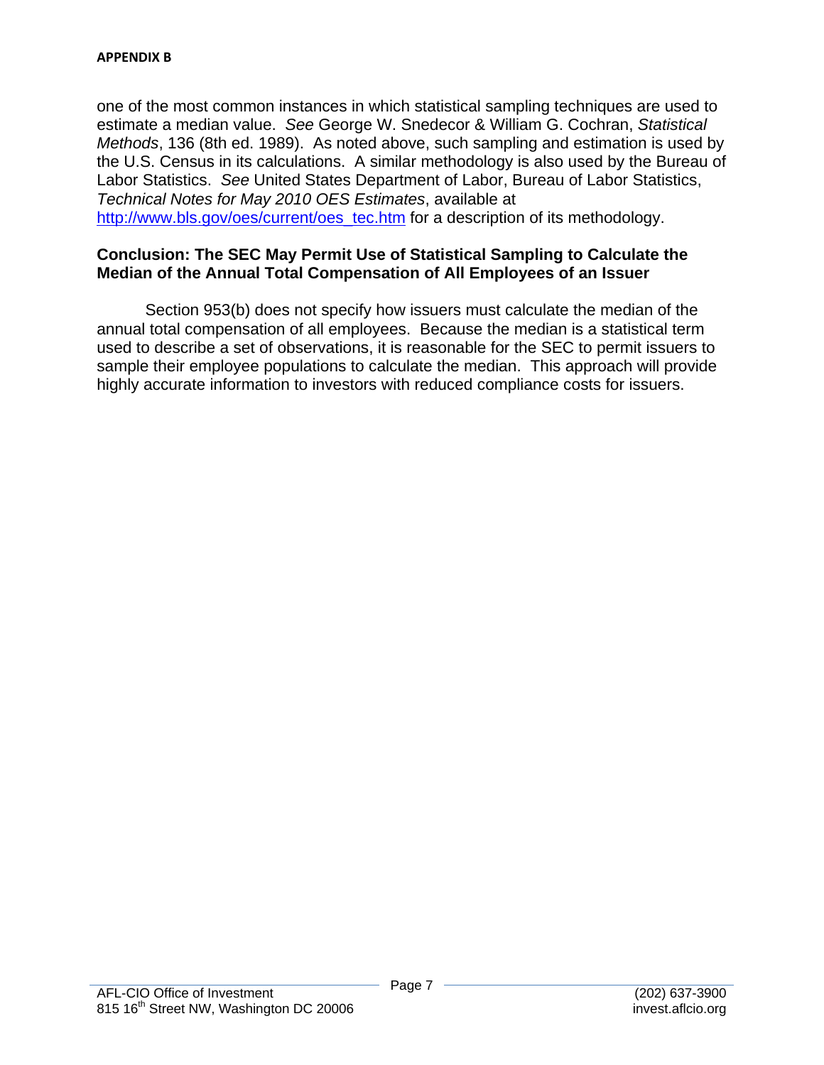one of the most common instances in which statistical sampling techniques are used to estimate a median value. *See* George W. Snedecor & William G. Cochran, *Statistical Methods*, 136 (8th ed. 1989). As noted above, such sampling and estimation is used by the U.S. Census in its calculations. A similar methodology is also used by the Bureau of Labor Statistics. *See* United States Department of Labor, Bureau of Labor Statistics, *Technical Notes for May 2010 OES Estimates*, available at http://www.bls.gov/oes/current/oes_tec.htm for a description of its methodology.

**Conclusion: The SEC May Permit Use of Statistical Sampling to Calculate the Median of the Annual Total Compensation of All Employees of an Issuer**

Section 953(b) does not specify how issuers must calculate the median of the annual total compensation of all employees. Because the median is a statistical term used to describe a set of observations, it is reasonable for the SEC to permit issuers to sample their employee populations to calculate the median. This approach will provide highly accurate information to investors with reduced compliance costs for issuers.